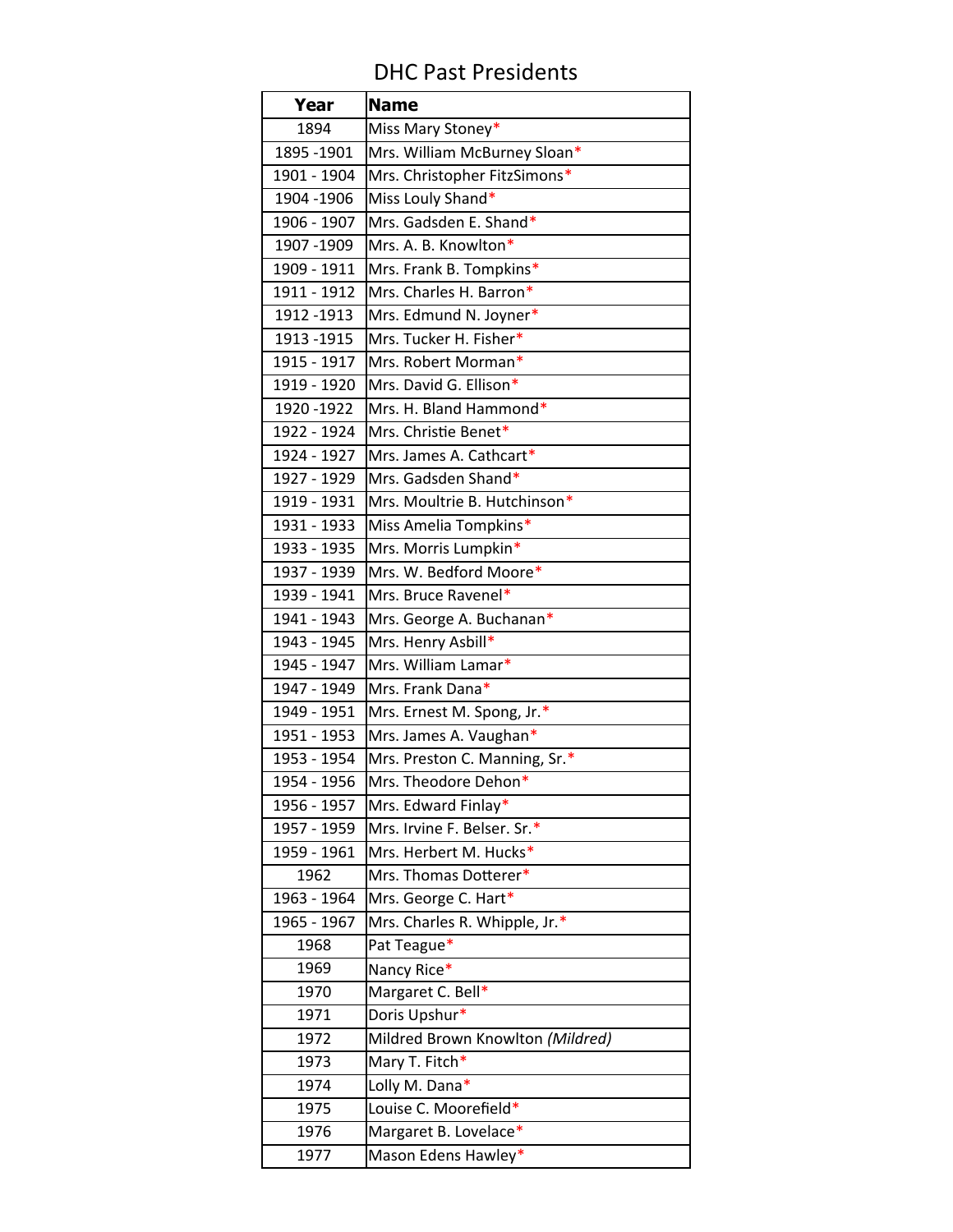# DHC Past Presidents

| Year | Name |
|---|---|
| 1894 | Miss Mary Stoney* |
| 1895 -1901 | Mrs. William McBurney Sloan* |
| 1901 - 1904 | Mrs. Christopher FitzSimons* |
| 1904 -1906 | Miss Louly Shand* |
| 1906 - 1907 | Mrs. Gadsden E. Shand* |
| 1907 -1909 | Mrs. A. B. Knowlton* |
| 1909 - 1911 | Mrs. Frank B. Tompkins* |
| 1911 - 1912 | Mrs. Charles H. Barron* |
| 1912 -1913 | Mrs. Edmund N. Joyner* |
| 1913 -1915 | Mrs. Tucker H. Fisher* |
| 1915 - 1917 | Mrs. Robert Morman* |
| 1919 - 1920 | Mrs. David G. Ellison* |
| 1920 -1922 | Mrs. H. Bland Hammond* |
| 1922 - 1924 | Mrs. Christie Benet* |
| 1924 - 1927 | Mrs. James A. Cathcart* |
| 1927 - 1929 | Mrs. Gadsden Shand* |
| 1919 - 1931 | Mrs. Moultrie B. Hutchinson* |
| 1931 - 1933 | Miss Amelia Tompkins* |
| 1933 - 1935 | Mrs. Morris Lumpkin* |
| 1937 - 1939 | Mrs. W. Bedford Moore* |
| 1939 - 1941 | Mrs. Bruce Ravenel* |
| 1941 - 1943 | Mrs. George A. Buchanan* |
| 1943 - 1945 | Mrs. Henry Asbill* |
| 1945 - 1947 | Mrs. William Lamar* |
| 1947 - 1949 | Mrs. Frank Dana* |
| 1949 - 1951 | Mrs. Ernest M. Spong, Jr.* |
| 1951 - 1953 | Mrs. James A. Vaughan* |
| 1953 - 1954 | Mrs. Preston C. Manning, Sr.* |
| 1954 - 1956 | Mrs. Theodore Dehon* |
| 1956 - 1957 | Mrs. Edward Finlay* |
| 1957 - 1959 | Mrs. Irvine F. Belser. Sr.* |
| 1959 - 1961 | Mrs. Herbert M. Hucks* |
| 1962 | Mrs. Thomas Dotterer* |
| 1963 - 1964 | Mrs. George C. Hart* |
| 1965 - 1967 | Mrs. Charles R. Whipple, Jr.* |
| 1968 | Pat Teague* |
| 1969 | Nancy Rice* |
| 1970 | Margaret C. Bell* |
| 1971 | Doris Upshur* |
| 1972 | Mildred Brown Knowlton *(Mildred)* |
| 1973 | Mary T. Fitch* |
| 1974 | Lolly M. Dana* |
| 1975 | Louise C. Moorefield* |
| 1976 | Margaret B. Lovelace* |
| 1977 | Mason Edens Hawley* |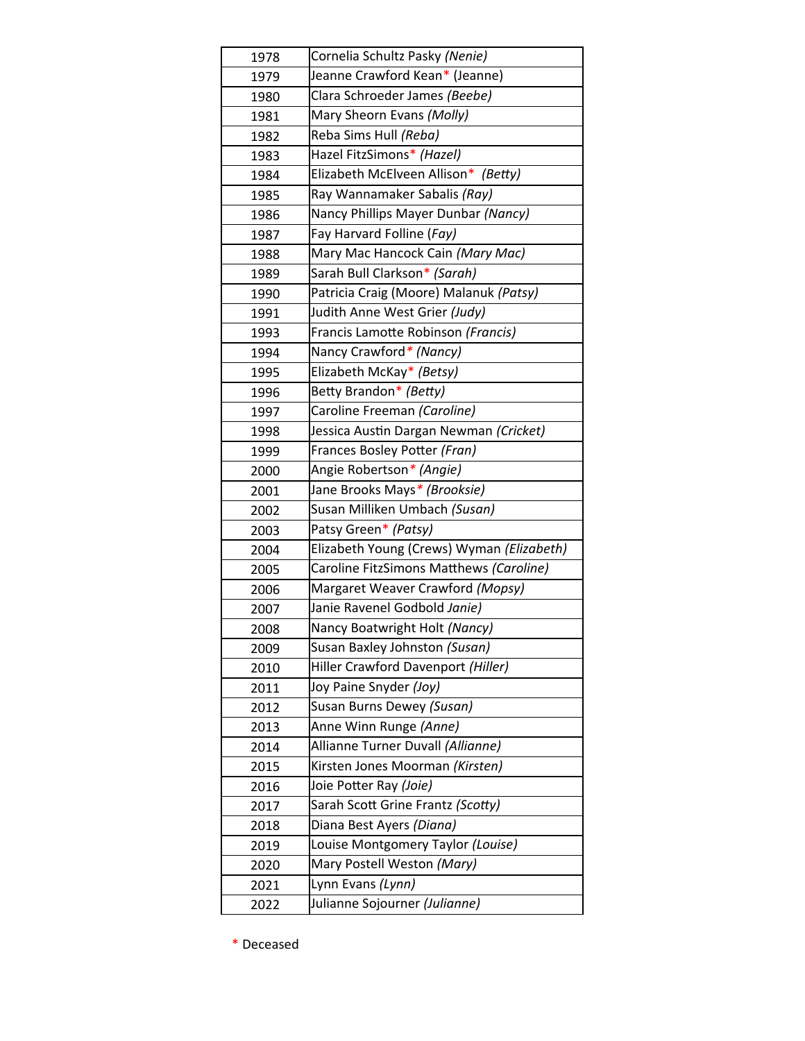| | |
|---|---|
| 1978 | Cornelia Schultz Pasky *(Nenie)* |
| 1979 | Jeanne Crawford Kean* (Jeanne) |
| 1980 | Clara Schroeder James *(Beebe)* |
| 1981 | Mary Sheorn Evans *(Molly)* |
| 1982 | Reba Sims Hull *(Reba)* |
| 1983 | Hazel FitzSimons* *(Hazel)* |
| 1984 | Elizabeth McElveen Allison* *(Betty)* |
| 1985 | Ray Wannamaker Sabalis *(Ray)* |
| 1986 | Nancy Phillips Mayer Dunbar *(Nancy)* |
| 1987 | Fay Harvard Folline *(Fay)* |
| 1988 | Mary Mac Hancock Cain *(Mary Mac)* |
| 1989 | Sarah Bull Clarkson* *(Sarah)* |
| 1990 | Patricia Craig (Moore) Malanuk *(Patsy)* |
| 1991 | Judith Anne West Grier *(Judy)* |
| 1993 | Francis Lamotte Robinson *(Francis)* |
| 1994 | Nancy Crawford* *(Nancy)* |
| 1995 | Elizabeth McKay* *(Betsy)* |
| 1996 | Betty Brandon* *(Betty)* |
| 1997 | Caroline Freeman *(Caroline)* |
| 1998 | Jessica Austin Dargan Newman *(Cricket)* |
| 1999 | Frances Bosley Potter *(Fran)* |
| 2000 | Angie Robertson* *(Angie)* |
| 2001 | Jane Brooks Mays* *(Brooksie)* |
| 2002 | Susan Milliken Umbach *(Susan)* |
| 2003 | Patsy Green* *(Patsy)* |
| 2004 | Elizabeth Young (Crews) Wyman *(Elizabeth)* |
| 2005 | Caroline FitzSimons Matthews *(Caroline)* |
| 2006 | Margaret Weaver Crawford *(Mopsy)* |
| 2007 | Janie Ravenel Godbold *Janie)* |
| 2008 | Nancy Boatwright Holt *(Nancy)* |
| 2009 | Susan Baxley Johnston *(Susan)* |
| 2010 | Hiller Crawford Davenport *(Hiller)* |
| 2011 | Joy Paine Snyder *(Joy)* |
| 2012 | Susan Burns Dewey *(Susan)* |
| 2013 | Anne Winn Runge *(Anne)* |
| 2014 | Allianne Turner Duvall *(Allianne)* |
| 2015 | Kirsten Jones Moorman *(Kirsten)* |
| 2016 | Joie Potter Ray *(Joie)* |
| 2017 | Sarah Scott Grine Frantz *(Scotty)* |
| 2018 | Diana Best Ayers *(Diana)* |
| 2019 | Louise Montgomery Taylor *(Louise)* |
| 2020 | Mary Postell Weston *(Mary)* |
| 2021 | Lynn Evans *(Lynn)* |
| 2022 | Julianne Sojourner *(Julianne)* |

* Deceased